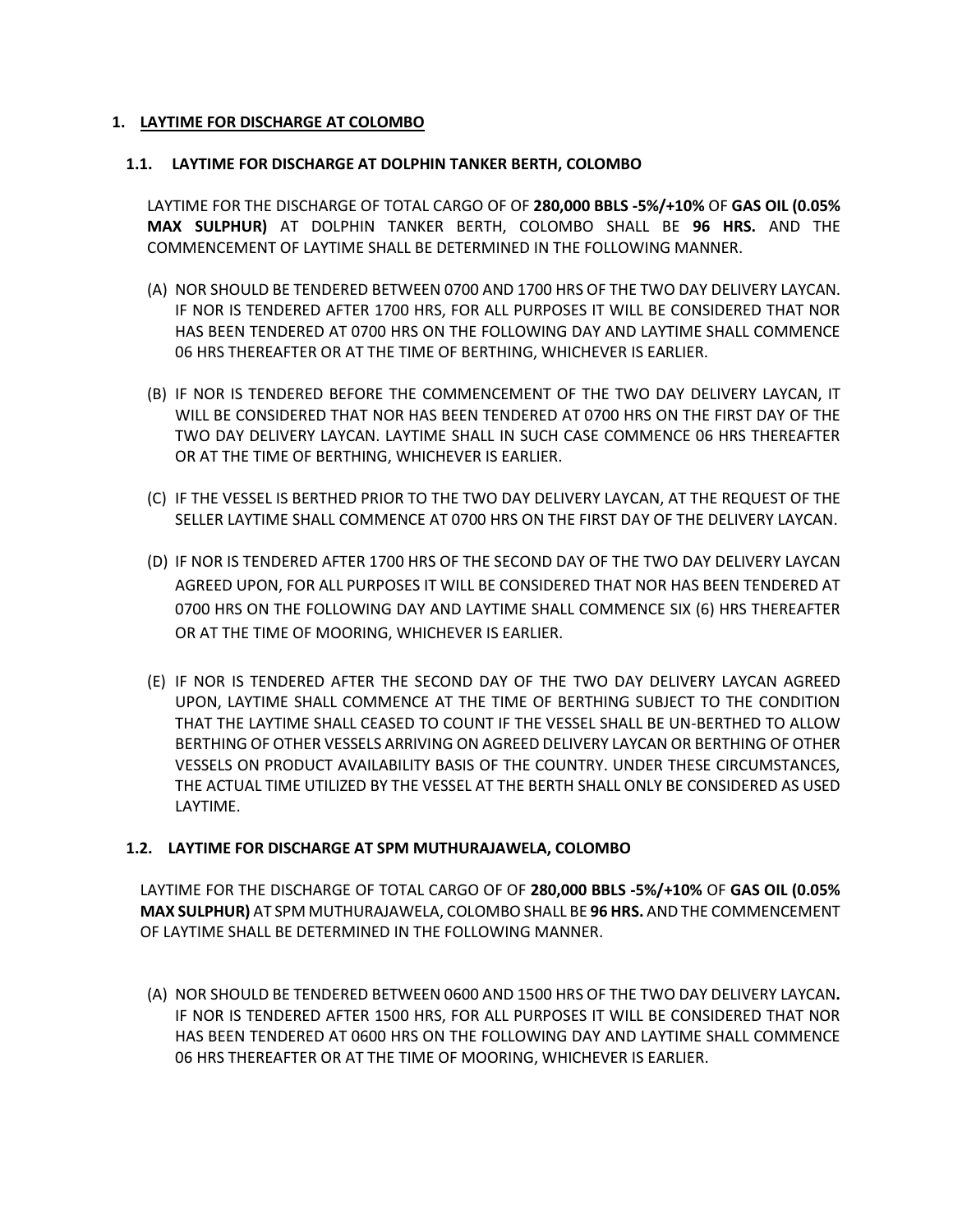## 1. LAYTIME FOR DISCHARGE AT COLOMBO

### 1.1. LAYTIME FOR DISCHARGE AT DOLPHIN TANKER BERTH, COLOMBO

LAYTIME FOR THE DISCHARGE OF TOTAL CARGO OF OF **280,000 BBLS -5%/+10%** OF **GAS OIL (0.05% MAX SULPHUR)** AT DOLPHIN TANKER BERTH, COLOMBO SHALL BE **96 HRS.** AND THE COMMENCEMENT OF LAYTIME SHALL BE DETERMINED IN THE FOLLOWING MANNER.

(A) NOR SHOULD BE TENDERED BETWEEN 0700 AND 1700 HRS OF THE TWO DAY DELIVERY LAYCAN. IF NOR IS TENDERED AFTER 1700 HRS, FOR ALL PURPOSES IT WILL BE CONSIDERED THAT NOR HAS BEEN TENDERED AT 0700 HRS ON THE FOLLOWING DAY AND LAYTIME SHALL COMMENCE 06 HRS THEREAFTER OR AT THE TIME OF BERTHING, WHICHEVER IS EARLIER.

(B) IF NOR IS TENDERED BEFORE THE COMMENCEMENT OF THE TWO DAY DELIVERY LAYCAN, IT WILL BE CONSIDERED THAT NOR HAS BEEN TENDERED AT 0700 HRS ON THE FIRST DAY OF THE TWO DAY DELIVERY LAYCAN. LAYTIME SHALL IN SUCH CASE COMMENCE 06 HRS THEREAFTER OR AT THE TIME OF BERTHING, WHICHEVER IS EARLIER.

(C) IF THE VESSEL IS BERTHED PRIOR TO THE TWO DAY DELIVERY LAYCAN, AT THE REQUEST OF THE SELLER LAYTIME SHALL COMMENCE AT 0700 HRS ON THE FIRST DAY OF THE DELIVERY LAYCAN.

(D) IF NOR IS TENDERED AFTER 1700 HRS OF THE SECOND DAY OF THE TWO DAY DELIVERY LAYCAN AGREED UPON, FOR ALL PURPOSES IT WILL BE CONSIDERED THAT NOR HAS BEEN TENDERED AT 0700 HRS ON THE FOLLOWING DAY AND LAYTIME SHALL COMMENCE SIX (6) HRS THEREAFTER OR AT THE TIME OF MOORING, WHICHEVER IS EARLIER.

(E) IF NOR IS TENDERED AFTER THE SECOND DAY OF THE TWO DAY DELIVERY LAYCAN AGREED UPON, LAYTIME SHALL COMMENCE AT THE TIME OF BERTHING SUBJECT TO THE CONDITION THAT THE LAYTIME SHALL CEASED TO COUNT IF THE VESSEL SHALL BE UN-BERTHED TO ALLOW BERTHING OF OTHER VESSELS ARRIVING ON AGREED DELIVERY LAYCAN OR BERTHING OF OTHER VESSELS ON PRODUCT AVAILABILITY BASIS OF THE COUNTRY. UNDER THESE CIRCUMSTANCES, THE ACTUAL TIME UTILIZED BY THE VESSEL AT THE BERTH SHALL ONLY BE CONSIDERED AS USED LAYTIME.

### 1.2. LAYTIME FOR DISCHARGE AT SPM MUTHURAJAWELA, COLOMBO

LAYTIME FOR THE DISCHARGE OF TOTAL CARGO OF OF **280,000 BBLS -5%/+10%** OF **GAS OIL (0.05% MAX SULPHUR)** AT SPM MUTHURAJAWELA, COLOMBO SHALL BE **96 HRS.** AND THE COMMENCEMENT OF LAYTIME SHALL BE DETERMINED IN THE FOLLOWING MANNER.

(A) NOR SHOULD BE TENDERED BETWEEN 0600 AND 1500 HRS OF THE TWO DAY DELIVERY LAYCAN**.** IF NOR IS TENDERED AFTER 1500 HRS, FOR ALL PURPOSES IT WILL BE CONSIDERED THAT NOR HAS BEEN TENDERED AT 0600 HRS ON THE FOLLOWING DAY AND LAYTIME SHALL COMMENCE 06 HRS THEREAFTER OR AT THE TIME OF MOORING, WHICHEVER IS EARLIER.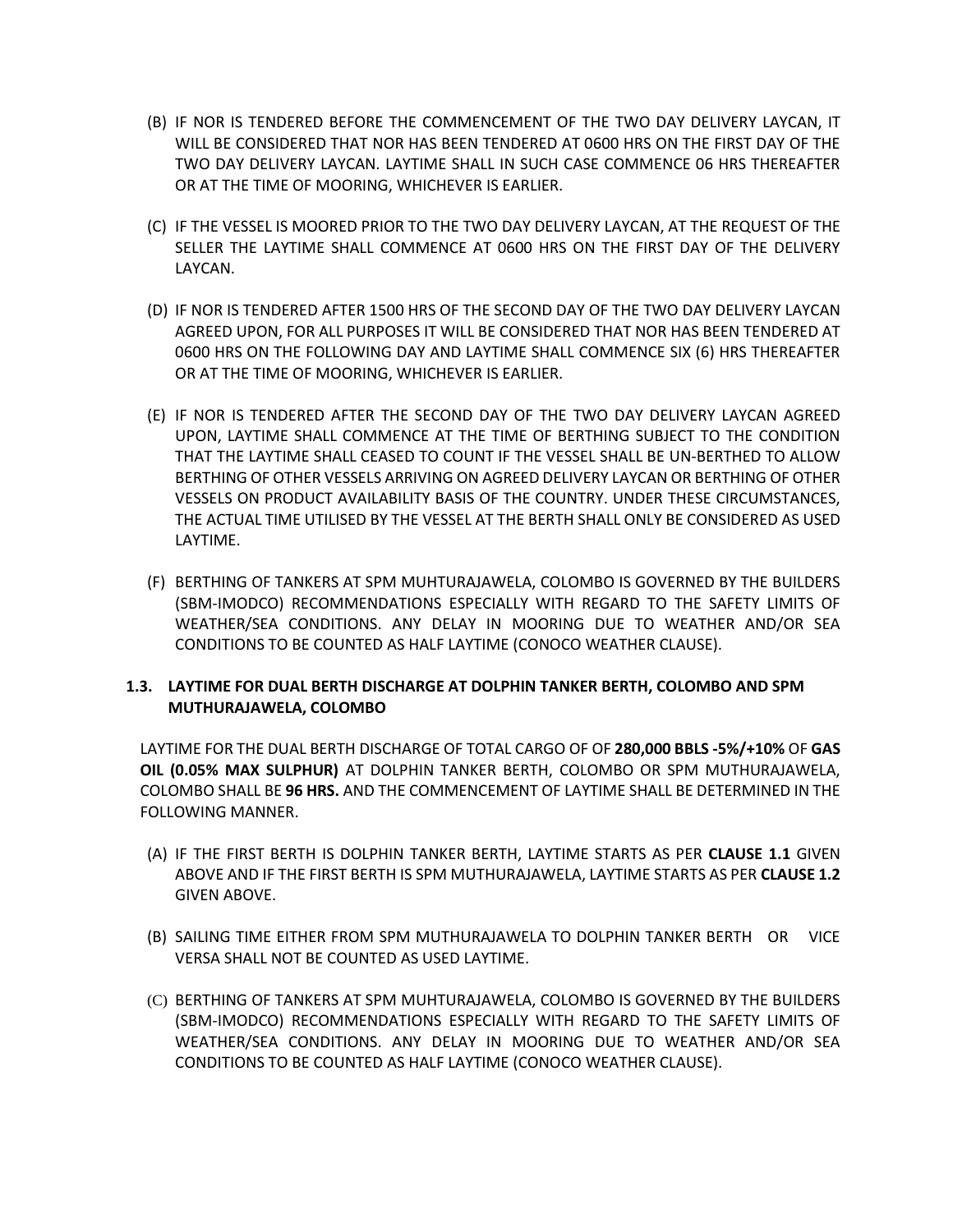(B) IF NOR IS TENDERED BEFORE THE COMMENCEMENT OF THE TWO DAY DELIVERY LAYCAN, IT WILL BE CONSIDERED THAT NOR HAS BEEN TENDERED AT 0600 HRS ON THE FIRST DAY OF THE TWO DAY DELIVERY LAYCAN. LAYTIME SHALL IN SUCH CASE COMMENCE 06 HRS THEREAFTER OR AT THE TIME OF MOORING, WHICHEVER IS EARLIER.

(C) IF THE VESSEL IS MOORED PRIOR TO THE TWO DAY DELIVERY LAYCAN, AT THE REQUEST OF THE SELLER THE LAYTIME SHALL COMMENCE AT 0600 HRS ON THE FIRST DAY OF THE DELIVERY LAYCAN.

(D) IF NOR IS TENDERED AFTER 1500 HRS OF THE SECOND DAY OF THE TWO DAY DELIVERY LAYCAN AGREED UPON, FOR ALL PURPOSES IT WILL BE CONSIDERED THAT NOR HAS BEEN TENDERED AT 0600 HRS ON THE FOLLOWING DAY AND LAYTIME SHALL COMMENCE SIX (6) HRS THEREAFTER OR AT THE TIME OF MOORING, WHICHEVER IS EARLIER.

(E) IF NOR IS TENDERED AFTER THE SECOND DAY OF THE TWO DAY DELIVERY LAYCAN AGREED UPON, LAYTIME SHALL COMMENCE AT THE TIME OF BERTHING SUBJECT TO THE CONDITION THAT THE LAYTIME SHALL CEASED TO COUNT IF THE VESSEL SHALL BE UN-BERTHED TO ALLOW BERTHING OF OTHER VESSELS ARRIVING ON AGREED DELIVERY LAYCAN OR BERTHING OF OTHER VESSELS ON PRODUCT AVAILABILITY BASIS OF THE COUNTRY. UNDER THESE CIRCUMSTANCES, THE ACTUAL TIME UTILISED BY THE VESSEL AT THE BERTH SHALL ONLY BE CONSIDERED AS USED LAYTIME.

(F) BERTHING OF TANKERS AT SPM MUHTURAJAWELA, COLOMBO IS GOVERNED BY THE BUILDERS (SBM-IMODCO) RECOMMENDATIONS ESPECIALLY WITH REGARD TO THE SAFETY LIMITS OF WEATHER/SEA CONDITIONS. ANY DELAY IN MOORING DUE TO WEATHER AND/OR SEA CONDITIONS TO BE COUNTED AS HALF LAYTIME (CONOCO WEATHER CLAUSE).

### 1.3. LAYTIME FOR DUAL BERTH DISCHARGE AT DOLPHIN TANKER BERTH, COLOMBO AND SPM MUTHURAJAWELA, COLOMBO

LAYTIME FOR THE DUAL BERTH DISCHARGE OF TOTAL CARGO OF OF **280,000 BBLS -5%/+10%** OF **GAS OIL (0.05% MAX SULPHUR)** AT DOLPHIN TANKER BERTH, COLOMBO OR SPM MUTHURAJAWELA, COLOMBO SHALL BE **96 HRS.** AND THE COMMENCEMENT OF LAYTIME SHALL BE DETERMINED IN THE FOLLOWING MANNER.

(A) IF THE FIRST BERTH IS DOLPHIN TANKER BERTH, LAYTIME STARTS AS PER **CLAUSE 1.1** GIVEN ABOVE AND IF THE FIRST BERTH IS SPM MUTHURAJAWELA, LAYTIME STARTS AS PER **CLAUSE 1.2** GIVEN ABOVE.

(B) SAILING TIME EITHER FROM SPM MUTHURAJAWELA TO DOLPHIN TANKER BERTH OR VICE VERSA SHALL NOT BE COUNTED AS USED LAYTIME.

(C) BERTHING OF TANKERS AT SPM MUHTURAJAWELA, COLOMBO IS GOVERNED BY THE BUILDERS (SBM-IMODCO) RECOMMENDATIONS ESPECIALLY WITH REGARD TO THE SAFETY LIMITS OF WEATHER/SEA CONDITIONS. ANY DELAY IN MOORING DUE TO WEATHER AND/OR SEA CONDITIONS TO BE COUNTED AS HALF LAYTIME (CONOCO WEATHER CLAUSE).